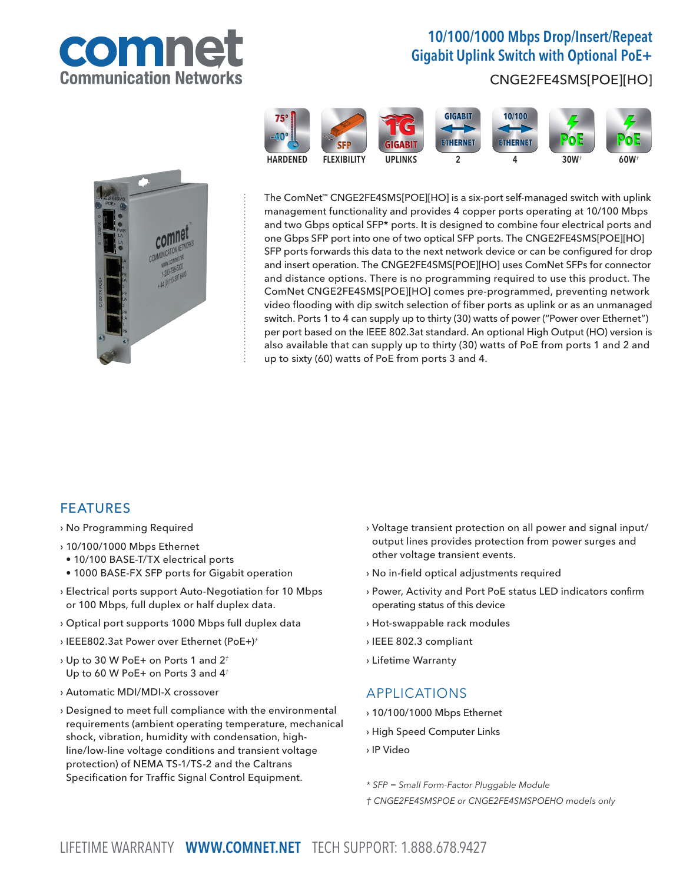# 10/100/1000 Mbps Drop/Insert/Repeat Gigabit Uplink Switch with Optional PoE+

CNGE2FE4SMS[POE][HO]

HARDENED | FLEXIBILITY | UPLINKS | 2 | 4 | 30W† | 60W†

The ComNet™ CNGE2FE4SMS[POE][HO] is a six-port self-managed switch with uplink management functionality and provides 4 copper ports operating at 10/100 Mbps and two Gbps optical SFP* ports. It is designed to combine four electrical ports and one Gbps SFP port into one of two optical SFP ports. The CNGE2FE4SMS[POE][HO] SFP ports forwards this data to the next network device or can be configured for drop and insert operation. The CNGE2FE4SMS[POE][HO] uses ComNet SFPs for connector and distance options. There is no programming required to use this product. The ComNet CNGE2FE4SMS[POE][HO] comes pre-programmed, preventing network video flooding with dip switch selection of fiber ports as uplink or as an unmanaged switch. Ports 1 to 4 can supply up to thirty (30) watts of power ("Power over Ethernet") per port based on the IEEE 802.3at standard. An optional High Output (HO) version is also available that can supply up to thirty (30) watts of PoE from ports 1 and 2 and up to sixty (60) watts of PoE from ports 3 and 4.

## FEATURES

- No Programming Required
- 10/100/1000 Mbps Ethernet
  - 10/100 BASE-T/TX electrical ports
  - 1000 BASE-FX SFP ports for Gigabit operation
- Electrical ports support Auto-Negotiation for 10 Mbps or 100 Mbps, full duplex or half duplex data.
- Optical port supports 1000 Mbps full duplex data
- IEEE802.3at Power over Ethernet (PoE+)†
- Up to 30 W PoE+ on Ports 1 and 2†
  Up to 60 W PoE+ on Ports 3 and 4†
- Automatic MDI/MDI-X crossover
- Designed to meet full compliance with the environmental requirements (ambient operating temperature, mechanical shock, vibration, humidity with condensation, high-line/low-line voltage conditions and transient voltage protection) of NEMA TS-1/TS-2 and the Caltrans Specification for Traffic Signal Control Equipment.
- Voltage transient protection on all power and signal input/output lines provides protection from power surges and other voltage transient events.
- No in-field optical adjustments required
- Power, Activity and Port PoE status LED indicators confirm operating status of this device
- Hot-swappable rack modules
- IEEE 802.3 compliant
- Lifetime Warranty

## APPLICATIONS

- 10/100/1000 Mbps Ethernet
- High Speed Computer Links
- IP Video

*\* SFP = Small Form-Factor Pluggable Module*

*† CNGE2FE4SMSPOE or CNGE2FE4SMSPOEHO models only*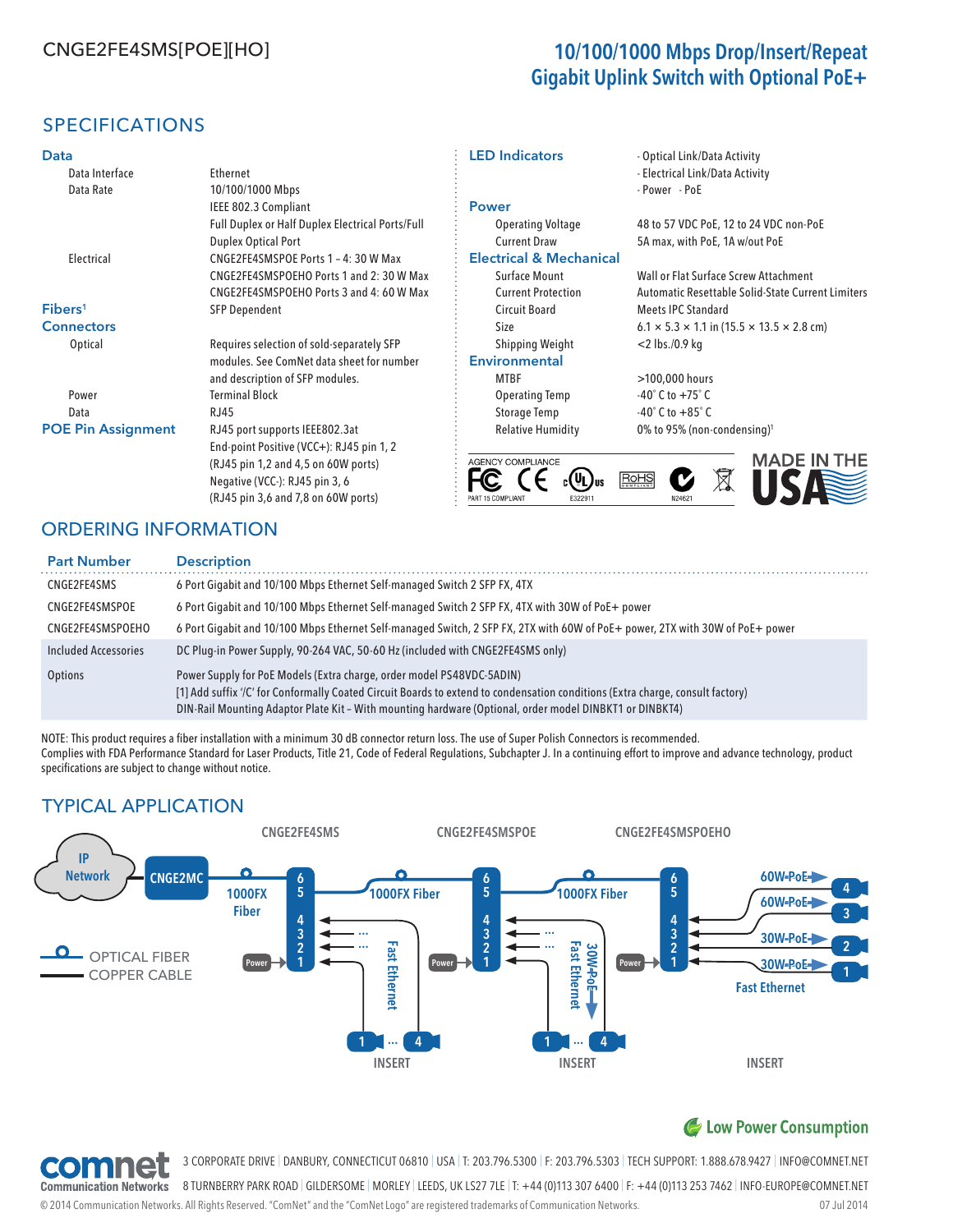CNGE2FE4SMS[POE][HO]

# 10/100/1000 Mbps Drop/Insert/Repeat Gigabit Uplink Switch with Optional PoE+

## SPECIFICATIONS

### Data

| | |
|---|---|
| Data Interface | Ethernet |
| Data Rate | 10/100/1000 Mbps |
| | IEEE 802.3 Compliant |
| | Full Duplex or Half Duplex Electrical Ports/Full Duplex Optical Port |
| Electrical | CNGE2FE4SMSPOE Ports 1 – 4: 30 W Max |
| | CNGE2FE4SMSPOEHO Ports 1 and 2: 30 W Max |
| | CNGE2FE4SMSPOEHO Ports 3 and 4: 60 W Max |

### Fibers[1]

SFP Dependent

### Connectors

| | |
|---|---|
| Optical | Requires selection of sold-separately SFP modules. See ComNet data sheet for number and description of SFP modules. |
| Power | Terminal Block |
| Data | RJ45 |

### POE Pin Assignment

RJ45 port supports IEEE802.3at
End-point Positive (VCC+): RJ45 pin 1, 2
(RJ45 pin 1,2 and 4,5 on 60W ports)
Negative (VCC-): RJ45 pin 3, 6
(RJ45 pin 3,6 and 7,8 on 60W ports)

### LED Indicators

- Optical Link/Data Activity
- Electrical Link/Data Activity
- Power - PoE

### Power

| | |
|---|---|
| Operating Voltage | 48 to 57 VDC PoE, 12 to 24 VDC non-PoE |
| Current Draw | 5A max, with PoE, 1A w/out PoE |

### Electrical & Mechanical

| | |
|---|---|
| Surface Mount | Wall or Flat Surface Screw Attachment |
| Current Protection | Automatic Resettable Solid-State Current Limiters |
| Circuit Board | Meets IPC Standard |
| Size | 6.1 × 5.3 × 1.1 in (15.5 × 13.5 × 2.8 cm) |
| Shipping Weight | <2 lbs./0.9 kg |

### Environmental

| | |
|---|---|
| MTBF | >100,000 hours |
| Operating Temp | -40˚ C to +75˚ C |
| Storage Temp | -40˚ C to +85˚ C |
| Relative Humidity | 0% to 95% (non-condensing)[1] |

AGENCY COMPLIANCE
PART 15 COMPLIANT
E322911
N24621
MADE IN THE USA

## ORDERING INFORMATION

| Part Number | Description |
|---|---|
| CNGE2FE4SMS | 6 Port Gigabit and 10/100 Mbps Ethernet Self-managed Switch 2 SFP FX, 4TX |
| CNGE2FE4SMSPOE | 6 Port Gigabit and 10/100 Mbps Ethernet Self-managed Switch 2 SFP FX, 4TX with 30W of PoE+ power |
| CNGE2FE4SMSPOEHO | 6 Port Gigabit and 10/100 Mbps Ethernet Self-managed Switch, 2 SFP FX, 2TX with 60W of PoE+ power, 2TX with 30W of PoE+ power |
| Included Accessories | DC Plug-in Power Supply, 90-264 VAC, 50-60 Hz (included with CNGE2FE4SMS only) |
| Options | Power Supply for PoE Models (Extra charge, order model PS48VDC-5ADIN)<br>[1] Add suffix '/C' for Conformally Coated Circuit Boards to extend to condensation conditions (Extra charge, consult factory)<br>DIN-Rail Mounting Adaptor Plate Kit – With mounting hardware (Optional, order model DINBKT1 or DINBKT4) |

NOTE: This product requires a fiber installation with a minimum 30 dB connector return loss. The use of Super Polish Connectors is recommended.
Complies with FDA Performance Standard for Laser Products, Title 21, Code of Federal Regulations, Subchapter J. In a continuing effort to improve and advance technology, product specifications are subject to change without notice.

## TYPICAL APPLICATION

CNGE2FE4SMS
CNGE2FE4SMSPOE
CNGE2FE4SMSPOEHO
IP Network
CNGE2MC
1000FX Fiber
1000FX Fiber
1000FX Fiber
Power
Fast Ethernet
30W-PoE
60W-PoE
30W-PoE
INSERT
INSERT
INSERT
OPTICAL FIBER
COPPER CABLE

Low Power Consumption

3 CORPORATE DRIVE | DANBURY, CONNECTICUT 06810 | USA | T: 203.796.5300 | F: 203.796.5303 | TECH SUPPORT: 1.888.678.9427 | INFO@COMNET.NET
8 TURNBERRY PARK ROAD | GILDERSOME | MORLEY | LEEDS, UK LS27 7LE | T: +44 (0)113 307 6400 | F: +44 (0)113 253 7462 | INFO-EUROPE@COMNET.NET
© 2014 Communication Networks. All Rights Reserved. "ComNet" and the "ComNet Logo" are registered trademarks of Communication Networks. 07 Jul 2014